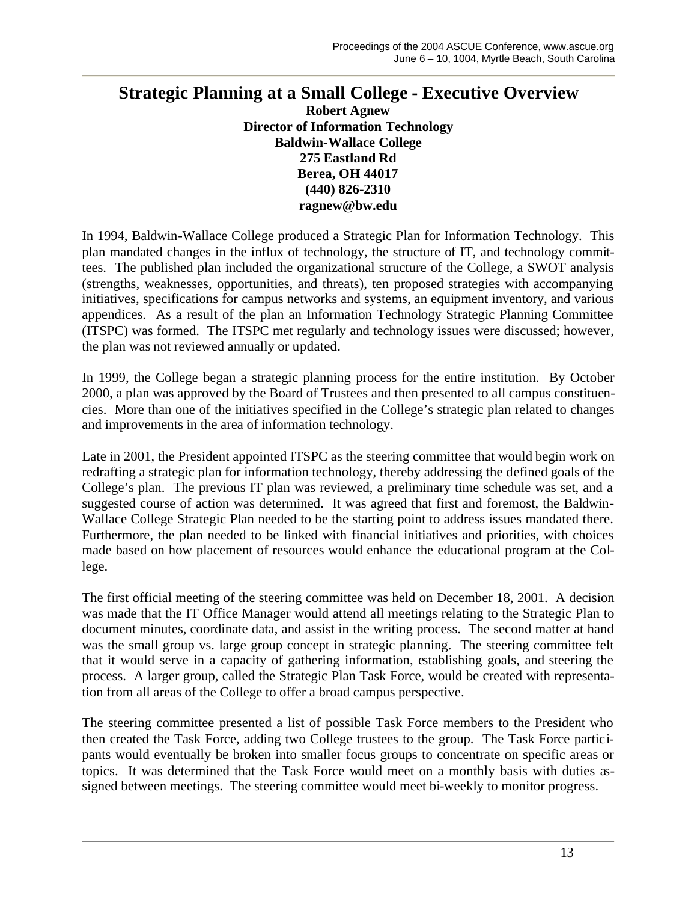# Strategic Planning at a Small College - Executive Overview

**Robert Agnew**
**Director of Information Technology**
**Baldwin-Wallace College**
**275 Eastland Rd**
**Berea, OH 44017**
**(440) 826-2310**
**ragnew@bw.edu**

In 1994, Baldwin-Wallace College produced a Strategic Plan for Information Technology. This plan mandated changes in the influx of technology, the structure of IT, and technology committees. The published plan included the organizational structure of the College, a SWOT analysis (strengths, weaknesses, opportunities, and threats), ten proposed strategies with accompanying initiatives, specifications for campus networks and systems, an equipment inventory, and various appendices. As a result of the plan an Information Technology Strategic Planning Committee (ITSPC) was formed. The ITSPC met regularly and technology issues were discussed; however, the plan was not reviewed annually or updated.

In 1999, the College began a strategic planning process for the entire institution. By October 2000, a plan was approved by the Board of Trustees and then presented to all campus constituencies. More than one of the initiatives specified in the College's strategic plan related to changes and improvements in the area of information technology.

Late in 2001, the President appointed ITSPC as the steering committee that would begin work on redrafting a strategic plan for information technology, thereby addressing the defined goals of the College's plan. The previous IT plan was reviewed, a preliminary time schedule was set, and a suggested course of action was determined. It was agreed that first and foremost, the Baldwin-Wallace College Strategic Plan needed to be the starting point to address issues mandated there. Furthermore, the plan needed to be linked with financial initiatives and priorities, with choices made based on how placement of resources would enhance the educational program at the College.

The first official meeting of the steering committee was held on December 18, 2001. A decision was made that the IT Office Manager would attend all meetings relating to the Strategic Plan to document minutes, coordinate data, and assist in the writing process. The second matter at hand was the small group vs. large group concept in strategic planning. The steering committee felt that it would serve in a capacity of gathering information, establishing goals, and steering the process. A larger group, called the Strategic Plan Task Force, would be created with representation from all areas of the College to offer a broad campus perspective.

The steering committee presented a list of possible Task Force members to the President who then created the Task Force, adding two College trustees to the group. The Task Force participants would eventually be broken into smaller focus groups to concentrate on specific areas or topics. It was determined that the Task Force would meet on a monthly basis with duties assigned between meetings. The steering committee would meet bi-weekly to monitor progress.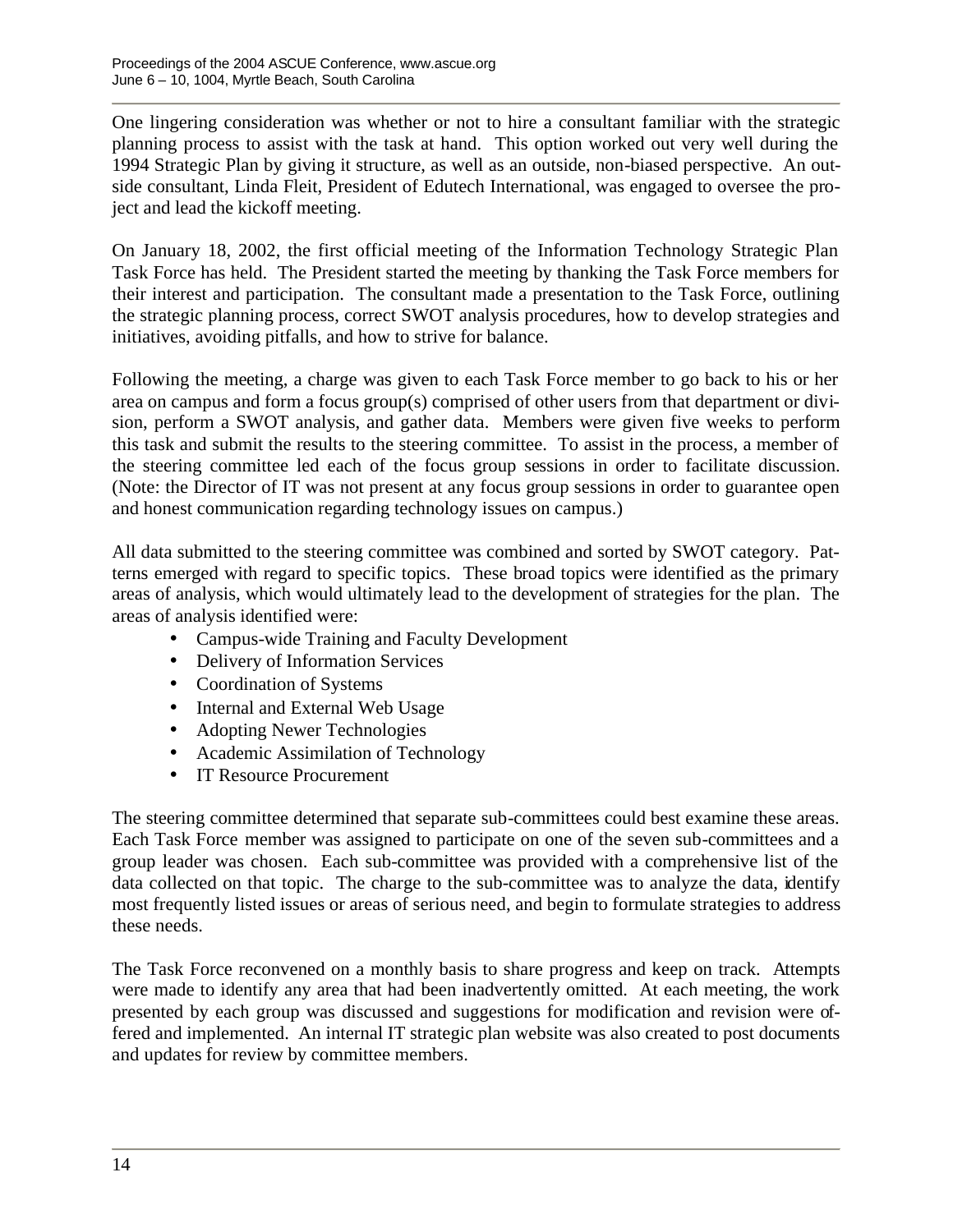One lingering consideration was whether or not to hire a consultant familiar with the strategic planning process to assist with the task at hand. This option worked out very well during the 1994 Strategic Plan by giving it structure, as well as an outside, non-biased perspective. An outside consultant, Linda Fleit, President of Edutech International, was engaged to oversee the project and lead the kickoff meeting.

On January 18, 2002, the first official meeting of the Information Technology Strategic Plan Task Force has held. The President started the meeting by thanking the Task Force members for their interest and participation. The consultant made a presentation to the Task Force, outlining the strategic planning process, correct SWOT analysis procedures, how to develop strategies and initiatives, avoiding pitfalls, and how to strive for balance.

Following the meeting, a charge was given to each Task Force member to go back to his or her area on campus and form a focus group(s) comprised of other users from that department or division, perform a SWOT analysis, and gather data. Members were given five weeks to perform this task and submit the results to the steering committee. To assist in the process, a member of the steering committee led each of the focus group sessions in order to facilitate discussion. (Note: the Director of IT was not present at any focus group sessions in order to guarantee open and honest communication regarding technology issues on campus.)

All data submitted to the steering committee was combined and sorted by SWOT category. Patterns emerged with regard to specific topics. These broad topics were identified as the primary areas of analysis, which would ultimately lead to the development of strategies for the plan. The areas of analysis identified were:

- Campus-wide Training and Faculty Development
- Delivery of Information Services
- Coordination of Systems
- Internal and External Web Usage
- Adopting Newer Technologies
- Academic Assimilation of Technology
- IT Resource Procurement

The steering committee determined that separate sub-committees could best examine these areas. Each Task Force member was assigned to participate on one of the seven sub-committees and a group leader was chosen. Each sub-committee was provided with a comprehensive list of the data collected on that topic. The charge to the sub-committee was to analyze the data, identify most frequently listed issues or areas of serious need, and begin to formulate strategies to address these needs.

The Task Force reconvened on a monthly basis to share progress and keep on track. Attempts were made to identify any area that had been inadvertently omitted. At each meeting, the work presented by each group was discussed and suggestions for modification and revision were offered and implemented. An internal IT strategic plan website was also created to post documents and updates for review by committee members.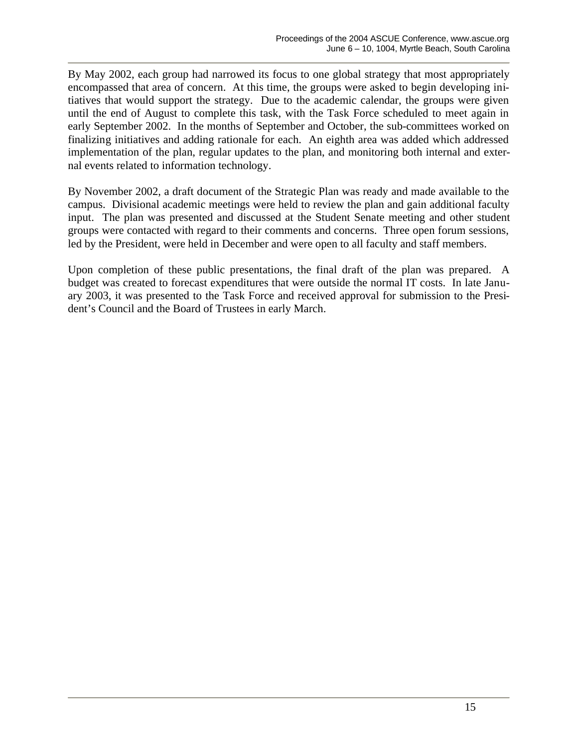By May 2002, each group had narrowed its focus to one global strategy that most appropriately encompassed that area of concern. At this time, the groups were asked to begin developing initiatives that would support the strategy. Due to the academic calendar, the groups were given until the end of August to complete this task, with the Task Force scheduled to meet again in early September 2002. In the months of September and October, the sub-committees worked on finalizing initiatives and adding rationale for each. An eighth area was added which addressed implementation of the plan, regular updates to the plan, and monitoring both internal and external events related to information technology.

By November 2002, a draft document of the Strategic Plan was ready and made available to the campus. Divisional academic meetings were held to review the plan and gain additional faculty input. The plan was presented and discussed at the Student Senate meeting and other student groups were contacted with regard to their comments and concerns. Three open forum sessions, led by the President, were held in December and were open to all faculty and staff members.

Upon completion of these public presentations, the final draft of the plan was prepared. A budget was created to forecast expenditures that were outside the normal IT costs. In late January 2003, it was presented to the Task Force and received approval for submission to the President's Council and the Board of Trustees in early March.